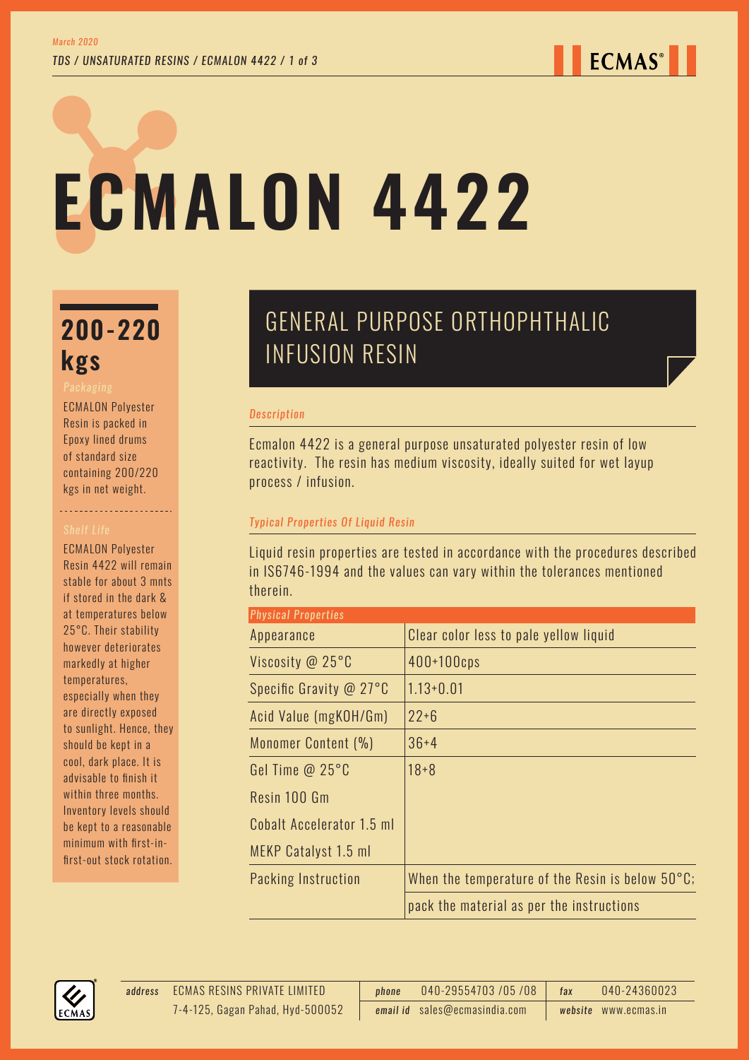March 2020

TDS / UNSATURATED RESINS / ECMALON 4422

# ECMALON 4422

## 200-220 kgs

*Packaging*

ECMALON Polyester Resin is packed in Epoxy lined drums of standard size containing 200/220 kgs in net weight.

*Shelf Life*

ECMALON Polyester Resin 4422 will remain stable for about 3 mnts if stored in the dark & at temperatures below 25°C. Their stability however deteriorates markedly at higher temperatures, especially when they are directly exposed to sunlight. Hence, they should be kept in a cool, dark place. It is advisable to finish it within three months. Inventory levels should be kept to a reasonable minimum with first-in-first-out stock rotation.

## GENERAL PURPOSE ORTHOPHTHALIC INFUSION RESIN

*Description*

Ecmalon 4422 is a general purpose unsaturated polyester resin of low reactivity. The resin has medium viscosity, ideally suited for wet layup process / infusion.

*Typical Properties Of Liquid Resin*

Liquid resin properties are tested in accordance with the procedures described in IS6746-1994 and the values can vary within the tolerances mentioned therein.

| *Physical Properties* | |
|---|---|
| Appearance | Clear color less to pale yellow liquid |
| Viscosity @ 25°C | 400+100cps |
| Specific Gravity @ 27°C | 1.13+0.01 |
| Acid Value (mgKOH/Gm) | 22+6 |
| Monomer Content (%) | 36+4 |
| Gel Time @ 25°C | 18+8 |
| Resin 100 Gm | |
| Cobalt Accelerator 1.5 ml | |
| MEKP Catalyst 1.5 ml | |
| Packing Instruction | When the temperature of the Resin is below 50°C; |
| | pack the material as per the instructions |

*address* ECMAS RESINS PRIVATE LIMITED 7-4-125, Gagan Pahad, Hyd-500052 | *phone* 040-29554703 /05 /08 | *email id* sales@ecmasindia.com | *fax* 040-24360023 | *website* www.ecmas.in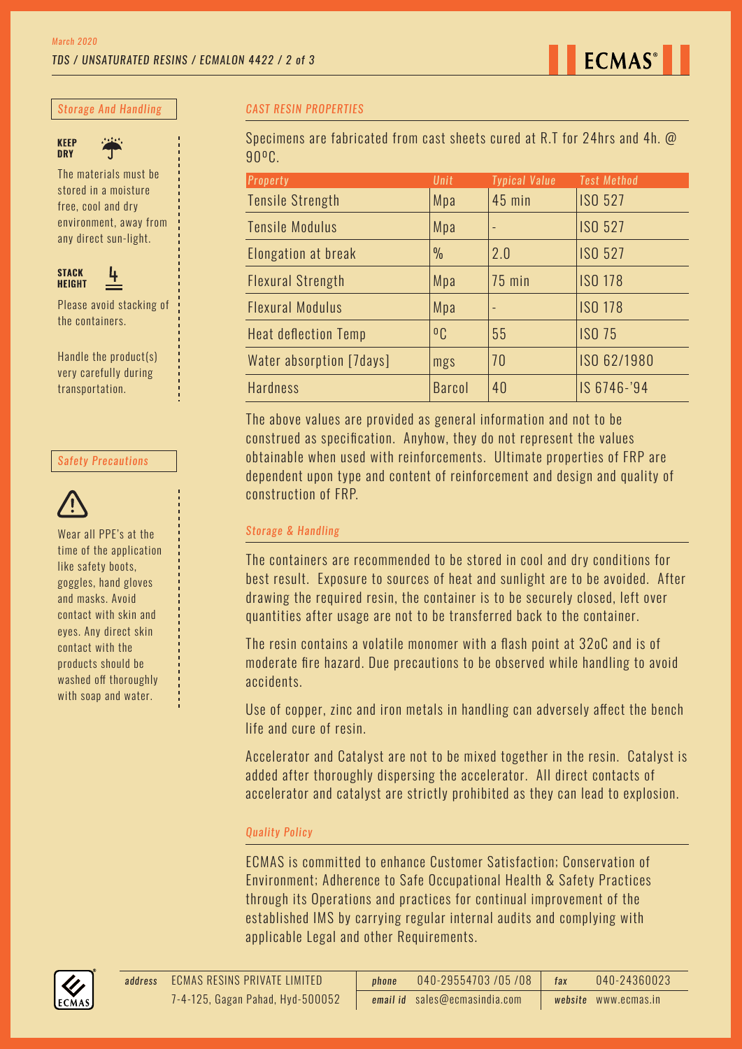## Storage And Handling

**KEEP DRY**

The materials must be stored in a moisture free, cool and dry environment, away from any direct sun-light.

**STACK HEIGHT** 4

Please avoid stacking of the containers.

Handle the product(s) very carefully during transportation.

## Safety Precautions

Wear all PPE's at the time of the application like safety boots, goggles, hand gloves and masks. Avoid contact with skin and eyes. Any direct skin contact with the products should be washed off thoroughly with soap and water.

## CAST RESIN PROPERTIES

Specimens are fabricated from cast sheets cured at R.T for 24hrs and 4h. @ 90ºC.

| Property | Unit | Typical Value | Test Method |
|---|---|---|---|
| Tensile Strength | Mpa | 45 min | ISO 527 |
| Tensile Modulus | Mpa | - | ISO 527 |
| Elongation at break | % | 2.0 | ISO 527 |
| Flexural Strength | Mpa | 75 min | ISO 178 |
| Flexural Modulus | Mpa | - | ISO 178 |
| Heat deflection Temp | ºC | 55 | ISO 75 |
| Water absorption [7days] | mgs | 70 | ISO 62/1980 |
| Hardness | Barcol | 40 | IS 6746-'94 |

The above values are provided as general information and not to be construed as specification. Anyhow, they do not represent the values obtainable when used with reinforcements. Ultimate properties of FRP are dependent upon type and content of reinforcement and design and quality of construction of FRP.

## Storage & Handling

The containers are recommended to be stored in cool and dry conditions for best result. Exposure to sources of heat and sunlight are to be avoided. After drawing the required resin, the container is to be securely closed, left over quantities after usage are not to be transferred back to the container.

The resin contains a volatile monomer with a flash point at 32oC and is of moderate fire hazard. Due precautions to be observed while handling to avoid accidents.

Use of copper, zinc and iron metals in handling can adversely affect the bench life and cure of resin.

Accelerator and Catalyst are not to be mixed together in the resin. Catalyst is added after thoroughly dispersing the accelerator. All direct contacts of accelerator and catalyst are strictly prohibited as they can lead to explosion.

## Quality Policy

ECMAS is committed to enhance Customer Satisfaction; Conservation of Environment; Adherence to Safe Occupational Health & Safety Practices through its Operations and practices for continual improvement of the established IMS by carrying regular internal audits and complying with applicable Legal and other Requirements.

*address* ECMAS RESINS PRIVATE LIMITED, 7-4-125, Gagan Pahad, Hyd-500052 | *phone* 040-29554703 /05 /08 | *email id* sales@ecmasindia.com | *fax* 040-24360023 | *website* www.ecmas.in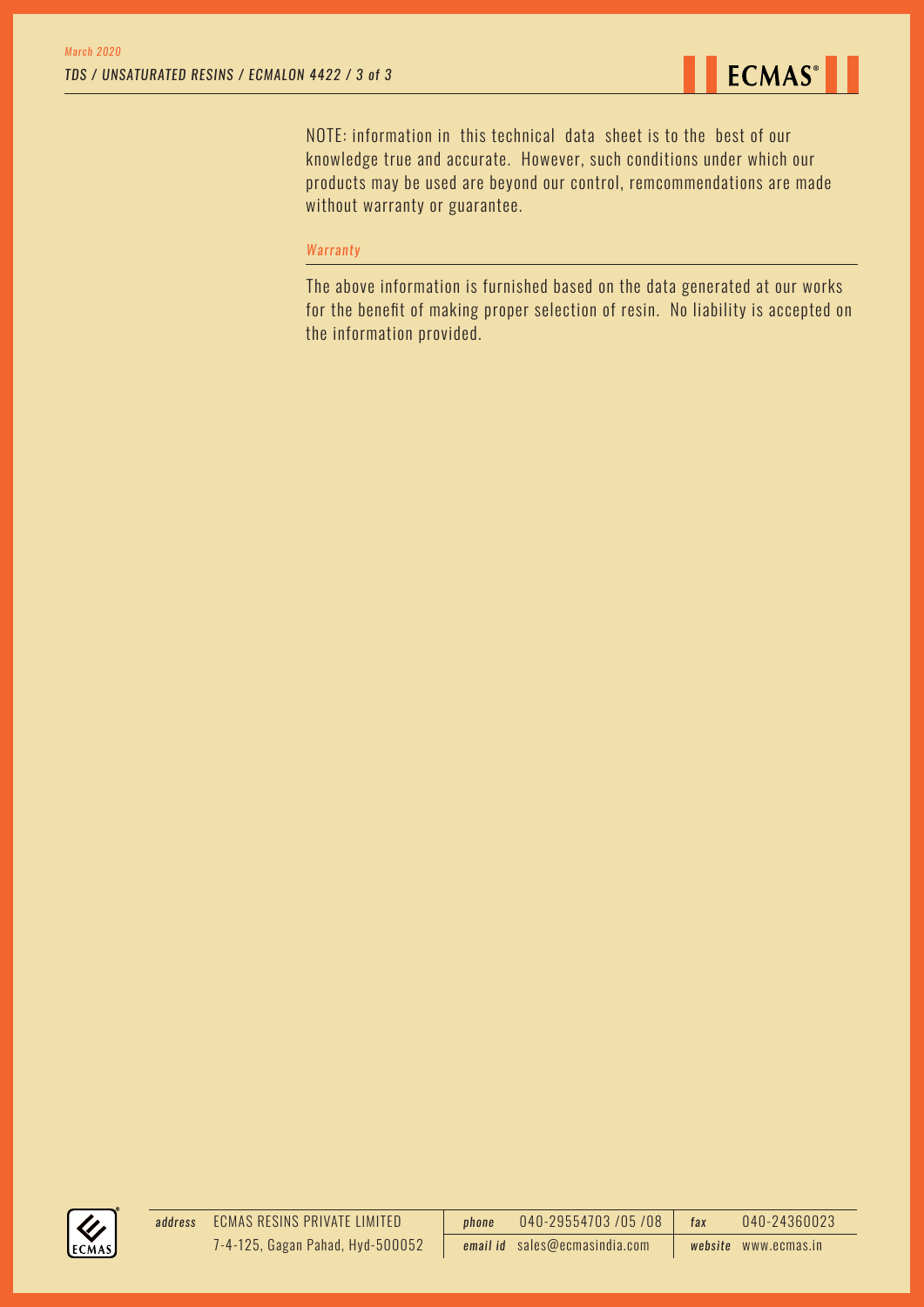NOTE: information in this technical data sheet is to the best of our knowledge true and accurate. However, such conditions under which our products may be used are beyond our control, remcommendations are made without warranty or guarantee.

## *Warranty*

The above information is furnished based on the data generated at our works for the benefit of making proper selection of resin. No liability is accepted on the information provided.

| | | | | | |
|---|---|---|---|---|---|
| *address* | ECMAS RESINS PRIVATE LIMITED | *phone* | 040-29554703 /05 /08 | *fax* | 040-24360023 |
| | 7-4-125, Gagan Pahad, Hyd-500052 | *email id* | sales@ecmasindia.com | *website* | www.ecmas.in |